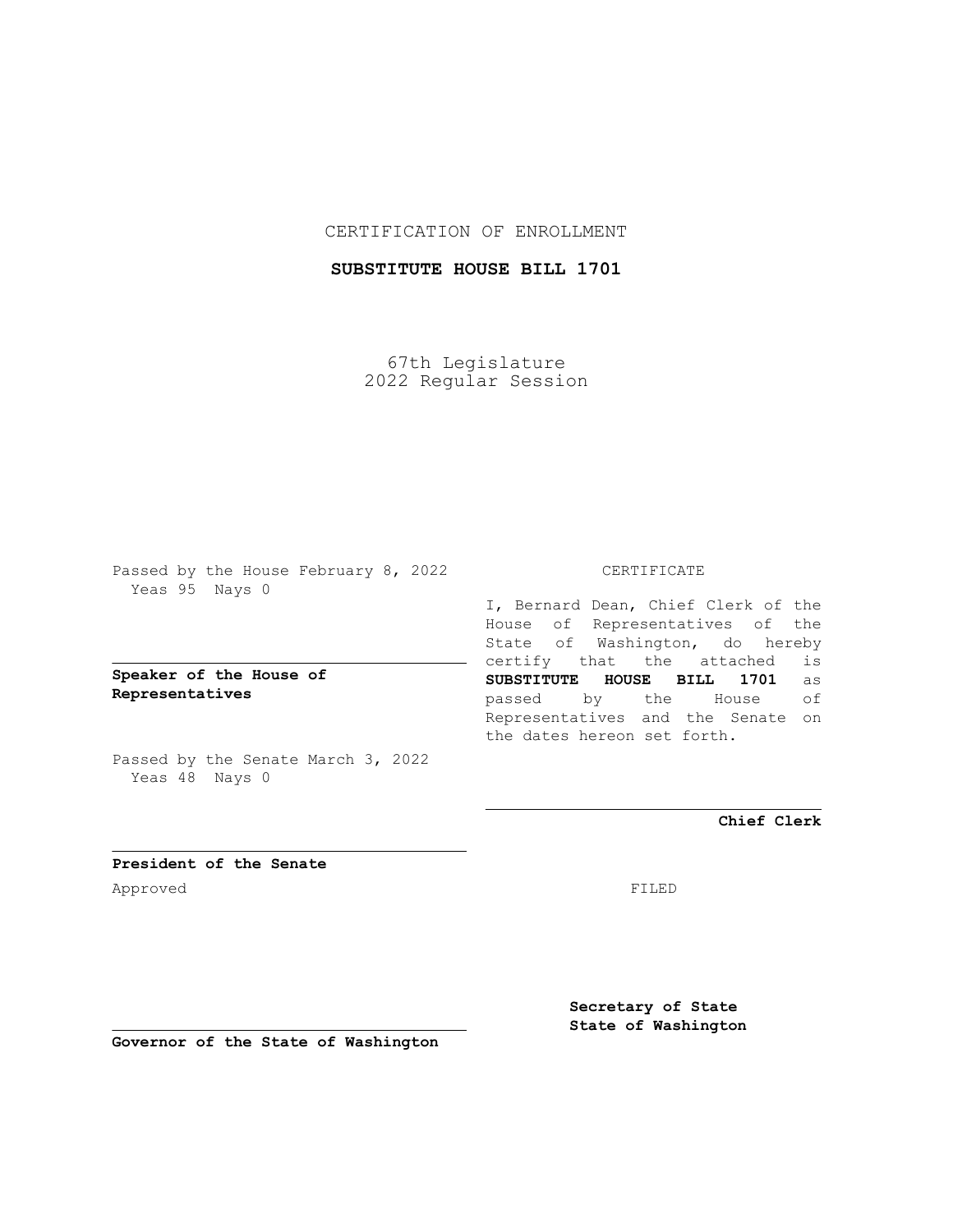CERTIFICATION OF ENROLLMENT

**SUBSTITUTE HOUSE BILL 1701**

67th Legislature
2022 Regular Session

Passed by the House February 8, 2022
Yeas 95 Nays 0

**Speaker of the House of Representatives**

Passed by the Senate March 3, 2022
Yeas 48 Nays 0

**President of the Senate**

Approved

**Governor of the State of Washington**

CERTIFICATE

I, Bernard Dean, Chief Clerk of the House of Representatives of the State of Washington, do hereby certify that the attached is **SUBSTITUTE HOUSE BILL 1701** as passed by the House of Representatives and the Senate on the dates hereon set forth.

**Chief Clerk**

FILED

**Secretary of State**
**State of Washington**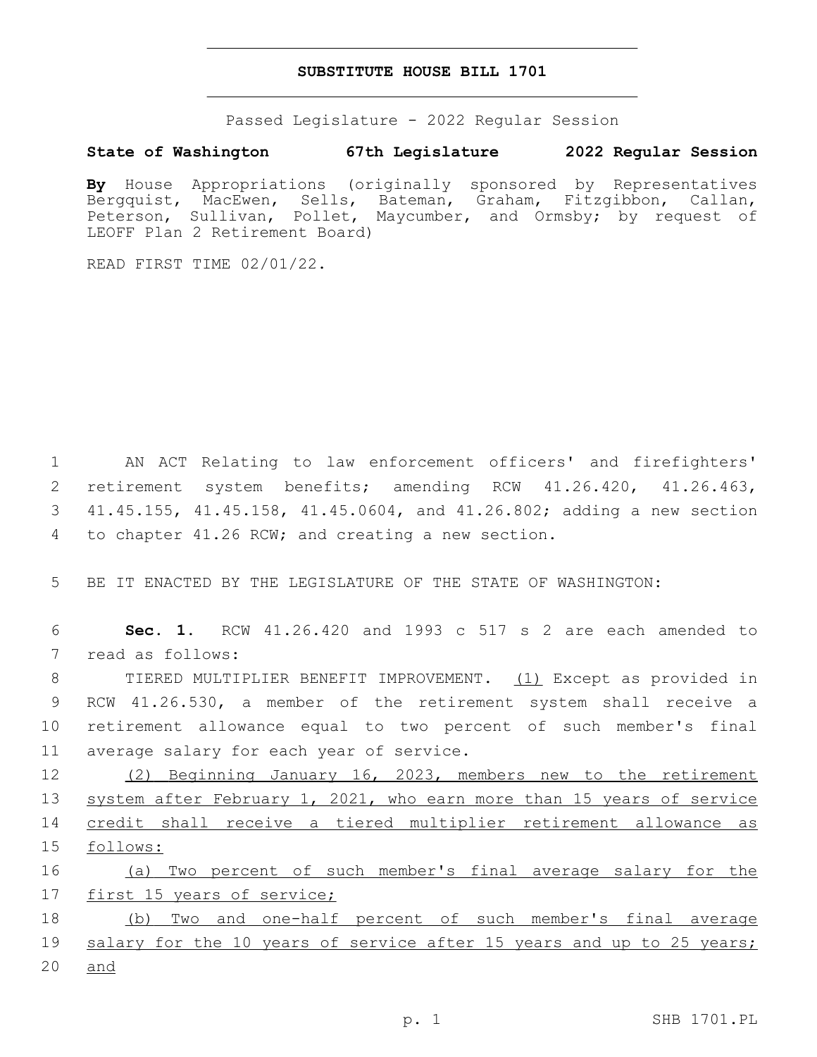# SUBSTITUTE HOUSE BILL 1701

Passed Legislature - 2022 Regular Session

**State of Washington 67th Legislature 2022 Regular Session**

**By** House Appropriations (originally sponsored by Representatives Bergquist, MacEwen, Sells, Bateman, Graham, Fitzgibbon, Callan, Peterson, Sullivan, Pollet, Maycumber, and Ormsby; by request of LEOFF Plan 2 Retirement Board)

READ FIRST TIME 02/01/22.

1 AN ACT Relating to law enforcement officers' and firefighters' 2 retirement system benefits; amending RCW 41.26.420, 41.26.463, 3 41.45.155, 41.45.158, 41.45.0604, and 41.26.802; adding a new section 4 to chapter 41.26 RCW; and creating a new section.

5 BE IT ENACTED BY THE LEGISLATURE OF THE STATE OF WASHINGTON:

6 **Sec. 1.** RCW 41.26.420 and 1993 c 517 s 2 are each amended to 7 read as follows:

8 TIERED MULTIPLIER BENEFIT IMPROVEMENT. (1) Except as provided in 9 RCW 41.26.530, a member of the retirement system shall receive a 10 retirement allowance equal to two percent of such member's final 11 average salary for each year of service.

12 (2) Beginning January 16, 2023, members new to the retirement 13 system after February 1, 2021, who earn more than 15 years of service 14 credit shall receive a tiered multiplier retirement allowance as 15 follows:

16 (a) Two percent of such member's final average salary for the 17 first 15 years of service;

18 (b) Two and one-half percent of such member's final average 19 salary for the 10 years of service after 15 years and up to 25 years; 20 and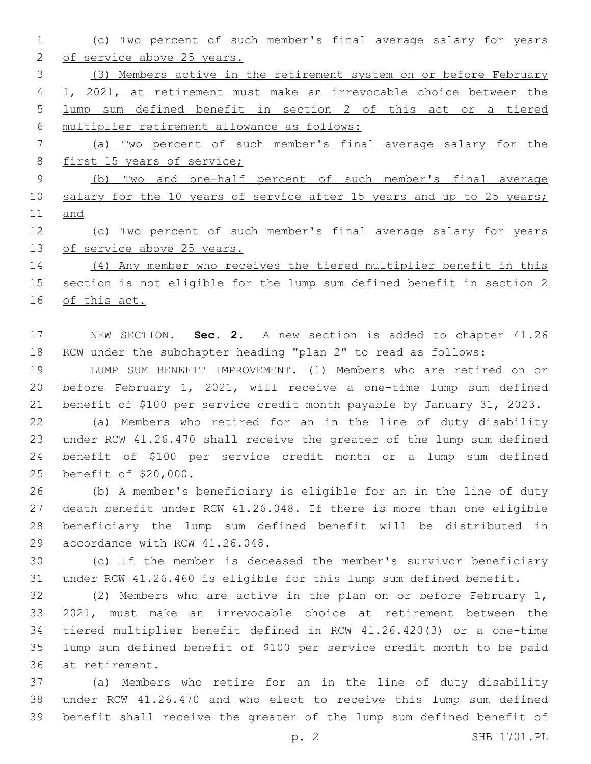(c) Two percent of such member's final average salary for years of service above 25 years.

(3) Members active in the retirement system on or before February 1, 2021, at retirement must make an irrevocable choice between the lump sum defined benefit in section 2 of this act or a tiered multiplier retirement allowance as follows:

(a) Two percent of such member's final average salary for the first 15 years of service;

(b) Two and one-half percent of such member's final average salary for the 10 years of service after 15 years and up to 25 years; and

(c) Two percent of such member's final average salary for years of service above 25 years.

(4) Any member who receives the tiered multiplier benefit in this section is not eligible for the lump sum defined benefit in section 2 of this act.

NEW SECTION. **Sec. 2.** A new section is added to chapter 41.26 RCW under the subchapter heading "plan 2" to read as follows:

LUMP SUM BENEFIT IMPROVEMENT. (1) Members who are retired on or before February 1, 2021, will receive a one-time lump sum defined benefit of $100 per service credit month payable by January 31, 2023.

(a) Members who retired for an in the line of duty disability under RCW 41.26.470 shall receive the greater of the lump sum defined benefit of $100 per service credit month or a lump sum defined benefit of $20,000.

(b) A member's beneficiary is eligible for an in the line of duty death benefit under RCW 41.26.048. If there is more than one eligible beneficiary the lump sum defined benefit will be distributed in accordance with RCW 41.26.048.

(c) If the member is deceased the member's survivor beneficiary under RCW 41.26.460 is eligible for this lump sum defined benefit.

(2) Members who are active in the plan on or before February 1, 2021, must make an irrevocable choice at retirement between the tiered multiplier benefit defined in RCW 41.26.420(3) or a one-time lump sum defined benefit of $100 per service credit month to be paid at retirement.

(a) Members who retire for an in the line of duty disability under RCW 41.26.470 and who elect to receive this lump sum defined benefit shall receive the greater of the lump sum defined benefit of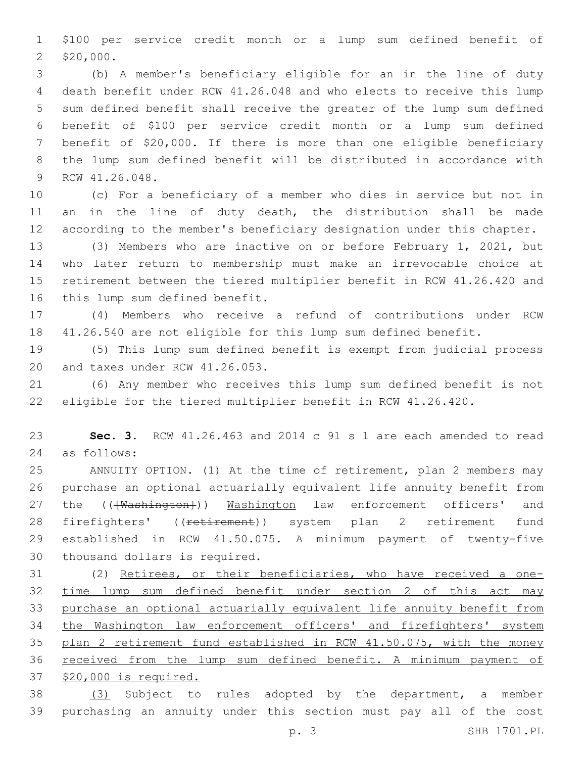$100 per service credit month or a lump sum defined benefit of $20,000.

(b) A member's beneficiary eligible for an in the line of duty death benefit under RCW 41.26.048 and who elects to receive this lump sum defined benefit shall receive the greater of the lump sum defined benefit of $100 per service credit month or a lump sum defined benefit of $20,000. If there is more than one eligible beneficiary the lump sum defined benefit will be distributed in accordance with RCW 41.26.048.

(c) For a beneficiary of a member who dies in service but not in an in the line of duty death, the distribution shall be made according to the member's beneficiary designation under this chapter.

(3) Members who are inactive on or before February 1, 2021, but who later return to membership must make an irrevocable choice at retirement between the tiered multiplier benefit in RCW 41.26.420 and this lump sum defined benefit.

(4) Members who receive a refund of contributions under RCW 41.26.540 are not eligible for this lump sum defined benefit.

(5) This lump sum defined benefit is exempt from judicial process and taxes under RCW 41.26.053.

(6) Any member who receives this lump sum defined benefit is not eligible for the tiered multiplier benefit in RCW 41.26.420.

**Sec. 3.** RCW 41.26.463 and 2014 c 91 s 1 are each amended to read as follows:

ANNUITY OPTION. (1) At the time of retirement, plan 2 members may purchase an optional actuarially equivalent life annuity benefit from the (([Washington])) Washington law enforcement officers' and firefighters' ((retirement)) system plan 2 retirement fund established in RCW 41.50.075. A minimum payment of twenty-five thousand dollars is required.

(2) Retirees, or their beneficiaries, who have received a one-time lump sum defined benefit under section 2 of this act may purchase an optional actuarially equivalent life annuity benefit from the Washington law enforcement officers' and firefighters' system plan 2 retirement fund established in RCW 41.50.075, with the money received from the lump sum defined benefit. A minimum payment of $20,000 is required.

(3) Subject to rules adopted by the department, a member purchasing an annuity under this section must pay all of the cost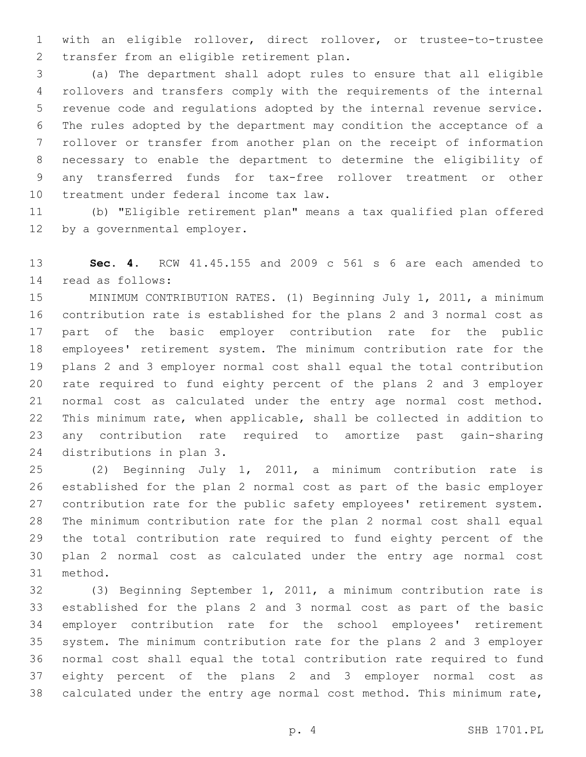with an eligible rollover, direct rollover, or trustee-to-trustee transfer from an eligible retirement plan.

(a) The department shall adopt rules to ensure that all eligible rollovers and transfers comply with the requirements of the internal revenue code and regulations adopted by the internal revenue service. The rules adopted by the department may condition the acceptance of a rollover or transfer from another plan on the receipt of information necessary to enable the department to determine the eligibility of any transferred funds for tax-free rollover treatment or other treatment under federal income tax law.

(b) "Eligible retirement plan" means a tax qualified plan offered by a governmental employer.

**Sec. 4.** RCW 41.45.155 and 2009 c 561 s 6 are each amended to read as follows:

MINIMUM CONTRIBUTION RATES. (1) Beginning July 1, 2011, a minimum contribution rate is established for the plans 2 and 3 normal cost as part of the basic employer contribution rate for the public employees' retirement system. The minimum contribution rate for the plans 2 and 3 employer normal cost shall equal the total contribution rate required to fund eighty percent of the plans 2 and 3 employer normal cost as calculated under the entry age normal cost method. This minimum rate, when applicable, shall be collected in addition to any contribution rate required to amortize past gain-sharing distributions in plan 3.

(2) Beginning July 1, 2011, a minimum contribution rate is established for the plan 2 normal cost as part of the basic employer contribution rate for the public safety employees' retirement system. The minimum contribution rate for the plan 2 normal cost shall equal the total contribution rate required to fund eighty percent of the plan 2 normal cost as calculated under the entry age normal cost method.

(3) Beginning September 1, 2011, a minimum contribution rate is established for the plans 2 and 3 normal cost as part of the basic employer contribution rate for the school employees' retirement system. The minimum contribution rate for the plans 2 and 3 employer normal cost shall equal the total contribution rate required to fund eighty percent of the plans 2 and 3 employer normal cost as calculated under the entry age normal cost method. This minimum rate,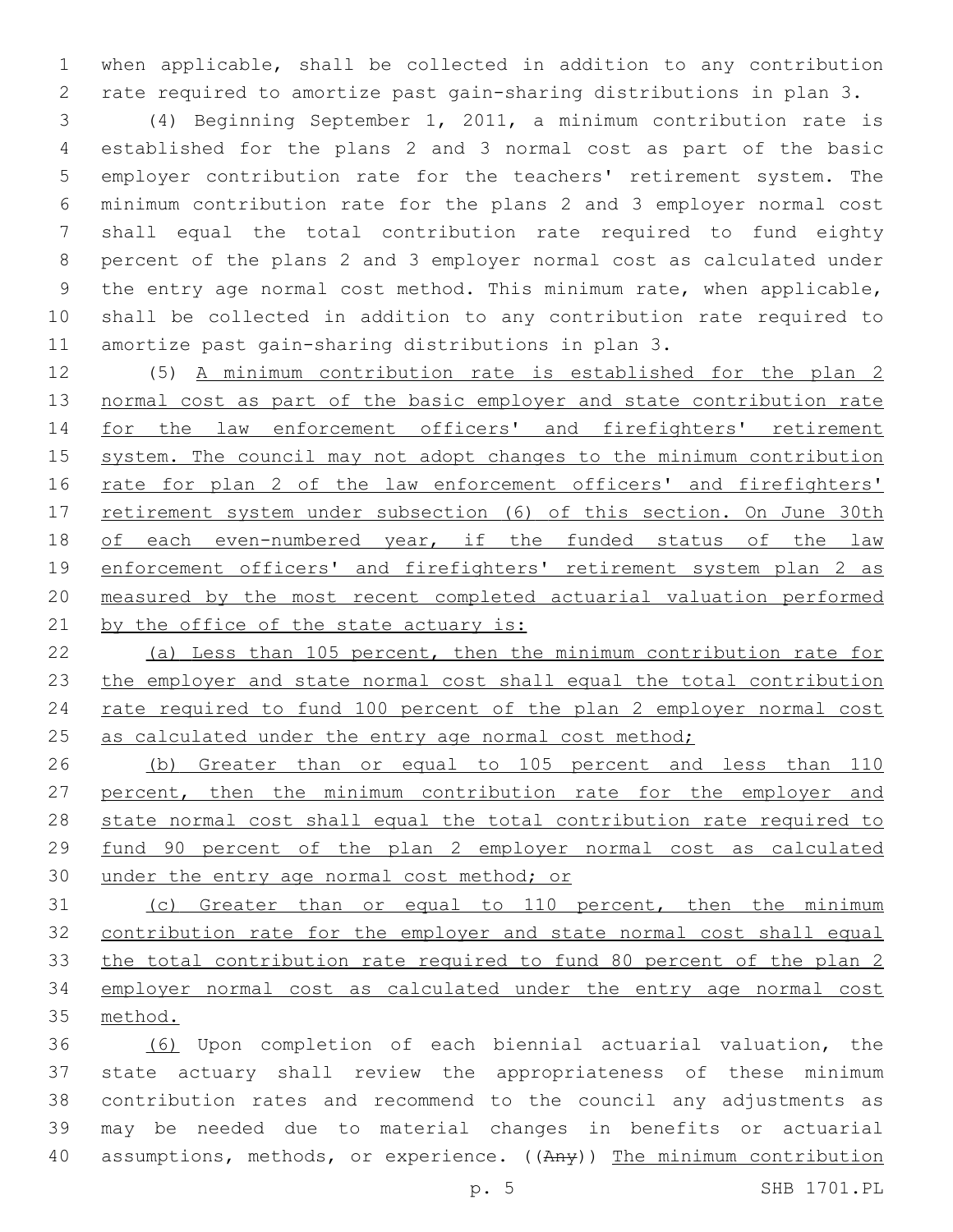when applicable, shall be collected in addition to any contribution rate required to amortize past gain-sharing distributions in plan 3.

(4) Beginning September 1, 2011, a minimum contribution rate is established for the plans 2 and 3 normal cost as part of the basic employer contribution rate for the teachers' retirement system. The minimum contribution rate for the plans 2 and 3 employer normal cost shall equal the total contribution rate required to fund eighty percent of the plans 2 and 3 employer normal cost as calculated under the entry age normal cost method. This minimum rate, when applicable, shall be collected in addition to any contribution rate required to amortize past gain-sharing distributions in plan 3.

(5) <u>A minimum contribution rate is established for the plan 2 normal cost as part of the basic employer and state contribution rate for the law enforcement officers' and firefighters' retirement system. The council may not adopt changes to the minimum contribution rate for plan 2 of the law enforcement officers' and firefighters' retirement system under subsection (6) of this section. On June 30th of each even-numbered year, if the funded status of the law enforcement officers' and firefighters' retirement system plan 2 as measured by the most recent completed actuarial valuation performed by the office of the state actuary is:</u>

<u>(a) Less than 105 percent, then the minimum contribution rate for the employer and state normal cost shall equal the total contribution rate required to fund 100 percent of the plan 2 employer normal cost as calculated under the entry age normal cost method;</u>

<u>(b) Greater than or equal to 105 percent and less than 110 percent, then the minimum contribution rate for the employer and state normal cost shall equal the total contribution rate required to fund 90 percent of the plan 2 employer normal cost as calculated under the entry age normal cost method; or</u>

<u>(c) Greater than or equal to 110 percent, then the minimum contribution rate for the employer and state normal cost shall equal the total contribution rate required to fund 80 percent of the plan 2 employer normal cost as calculated under the entry age normal cost method.</u>

<u>(6)</u> Upon completion of each biennial actuarial valuation, the state actuary shall review the appropriateness of these minimum contribution rates and recommend to the council any adjustments as may be needed due to material changes in benefits or actuarial assumptions, methods, or experience. ((~~Any~~)) <u>The minimum contribution</u>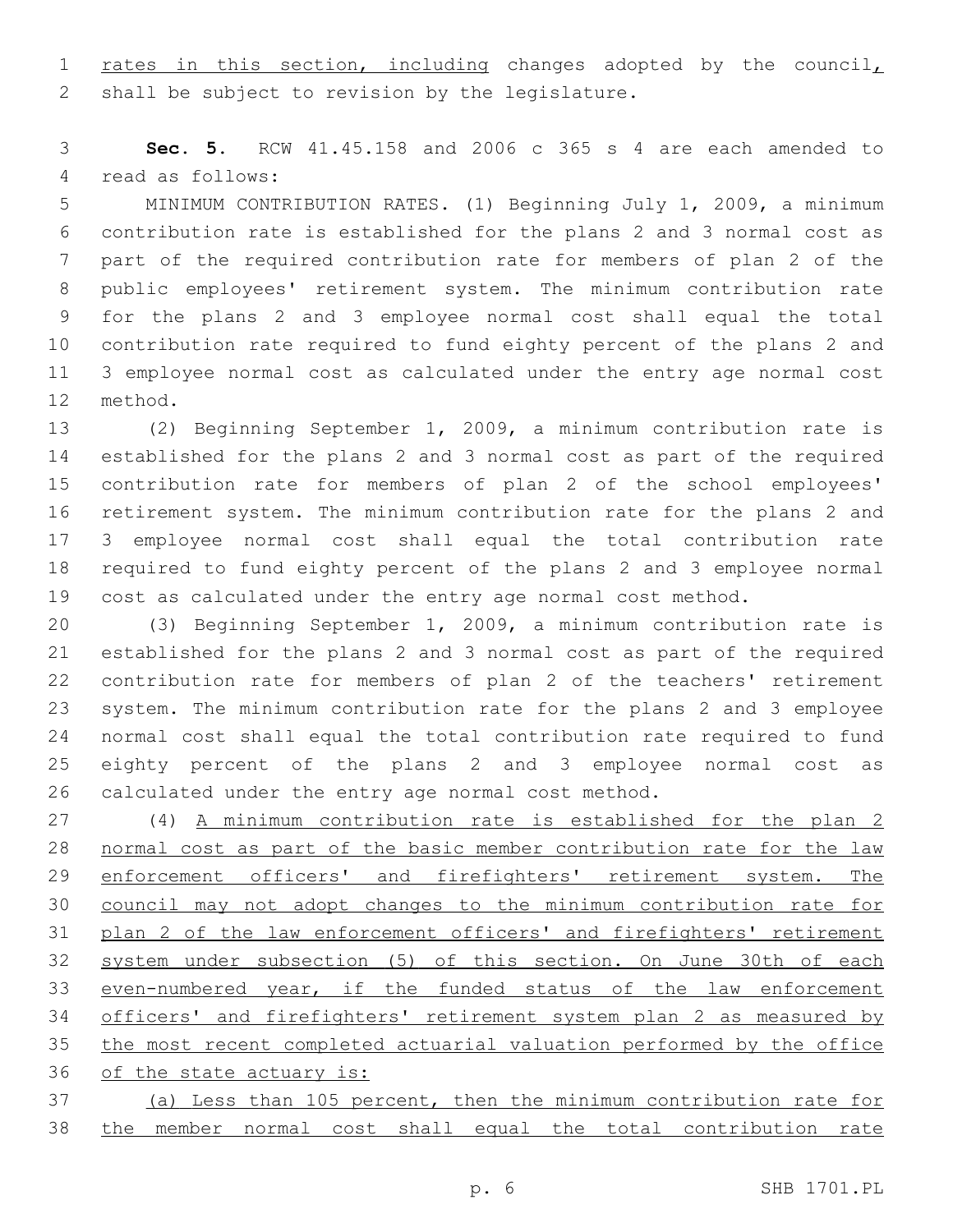rates in this section, including changes adopted by the council, shall be subject to revision by the legislature.

**Sec. 5.** RCW 41.45.158 and 2006 c 365 s 4 are each amended to read as follows:

MINIMUM CONTRIBUTION RATES. (1) Beginning July 1, 2009, a minimum contribution rate is established for the plans 2 and 3 normal cost as part of the required contribution rate for members of plan 2 of the public employees' retirement system. The minimum contribution rate for the plans 2 and 3 employee normal cost shall equal the total contribution rate required to fund eighty percent of the plans 2 and 3 employee normal cost as calculated under the entry age normal cost method.

(2) Beginning September 1, 2009, a minimum contribution rate is established for the plans 2 and 3 normal cost as part of the required contribution rate for members of plan 2 of the school employees' retirement system. The minimum contribution rate for the plans 2 and 3 employee normal cost shall equal the total contribution rate required to fund eighty percent of the plans 2 and 3 employee normal cost as calculated under the entry age normal cost method.

(3) Beginning September 1, 2009, a minimum contribution rate is established for the plans 2 and 3 normal cost as part of the required contribution rate for members of plan 2 of the teachers' retirement system. The minimum contribution rate for the plans 2 and 3 employee normal cost shall equal the total contribution rate required to fund eighty percent of the plans 2 and 3 employee normal cost as calculated under the entry age normal cost method.

(4) A minimum contribution rate is established for the plan 2 normal cost as part of the basic member contribution rate for the law enforcement officers' and firefighters' retirement system. The council may not adopt changes to the minimum contribution rate for plan 2 of the law enforcement officers' and firefighters' retirement system under subsection (5) of this section. On June 30th of each even-numbered year, if the funded status of the law enforcement officers' and firefighters' retirement system plan 2 as measured by the most recent completed actuarial valuation performed by the office of the state actuary is:

(a) Less than 105 percent, then the minimum contribution rate for the member normal cost shall equal the total contribution rate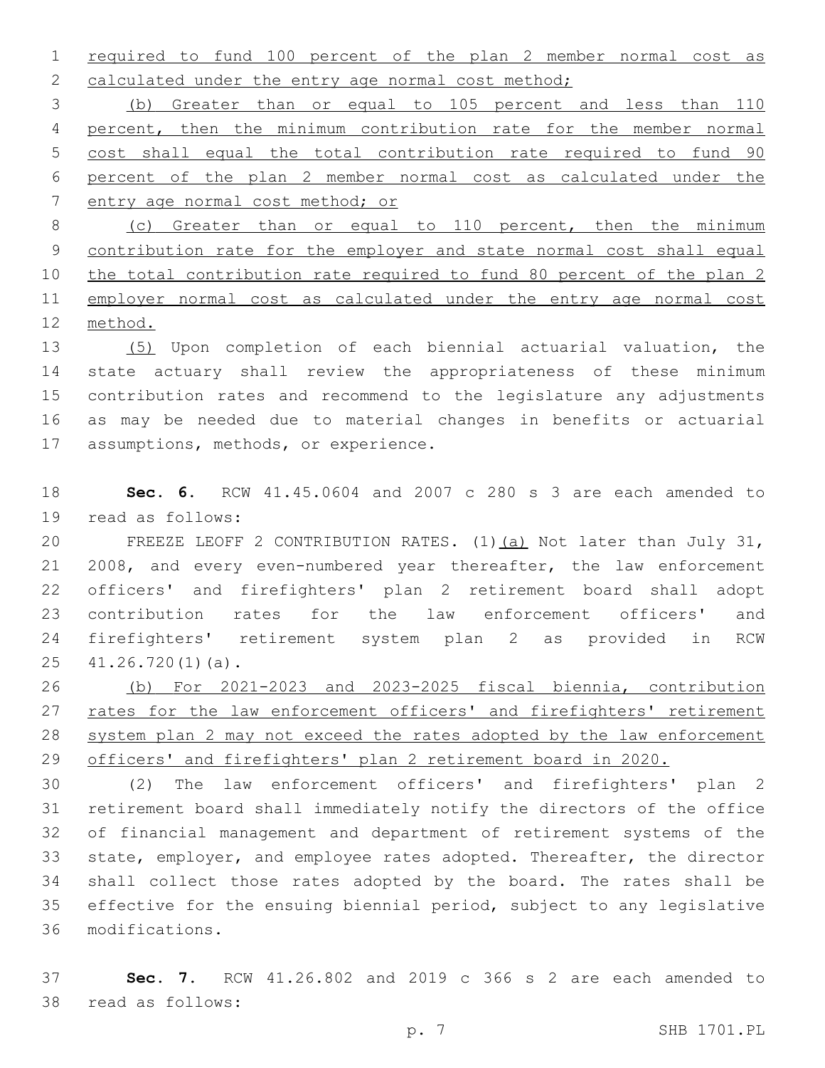required to fund 100 percent of the plan 2 member normal cost as calculated under the entry age normal cost method;

(b) Greater than or equal to 105 percent and less than 110 percent, then the minimum contribution rate for the member normal cost shall equal the total contribution rate required to fund 90 percent of the plan 2 member normal cost as calculated under the entry age normal cost method; or

(c) Greater than or equal to 110 percent, then the minimum contribution rate for the employer and state normal cost shall equal the total contribution rate required to fund 80 percent of the plan 2 employer normal cost as calculated under the entry age normal cost method.

(5) Upon completion of each biennial actuarial valuation, the state actuary shall review the appropriateness of these minimum contribution rates and recommend to the legislature any adjustments as may be needed due to material changes in benefits or actuarial assumptions, methods, or experience.

**Sec. 6.** RCW 41.45.0604 and 2007 c 280 s 3 are each amended to read as follows:

FREEZE LEOFF 2 CONTRIBUTION RATES. (1)(a) Not later than July 31, 2008, and every even-numbered year thereafter, the law enforcement officers' and firefighters' plan 2 retirement board shall adopt contribution rates for the law enforcement officers' and firefighters' retirement system plan 2 as provided in RCW 41.26.720(1)(a).

(b) For 2021-2023 and 2023-2025 fiscal biennia, contribution rates for the law enforcement officers' and firefighters' retirement system plan 2 may not exceed the rates adopted by the law enforcement officers' and firefighters' plan 2 retirement board in 2020.

(2) The law enforcement officers' and firefighters' plan 2 retirement board shall immediately notify the directors of the office of financial management and department of retirement systems of the state, employer, and employee rates adopted. Thereafter, the director shall collect those rates adopted by the board. The rates shall be effective for the ensuing biennial period, subject to any legislative modifications.

**Sec. 7.** RCW 41.26.802 and 2019 c 366 s 2 are each amended to read as follows: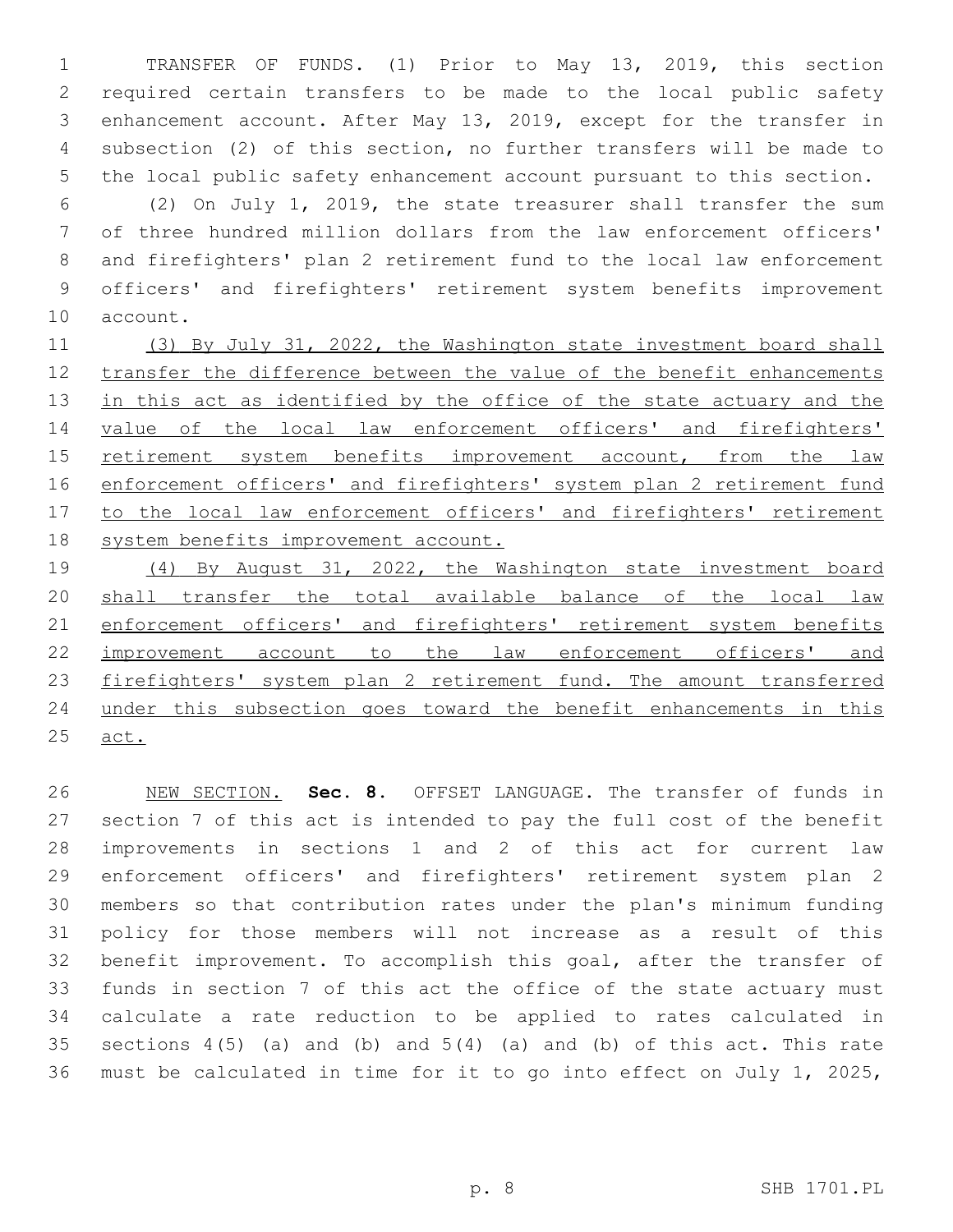TRANSFER OF FUNDS. (1) Prior to May 13, 2019, this section required certain transfers to be made to the local public safety enhancement account. After May 13, 2019, except for the transfer in subsection (2) of this section, no further transfers will be made to the local public safety enhancement account pursuant to this section.

(2) On July 1, 2019, the state treasurer shall transfer the sum of three hundred million dollars from the law enforcement officers' and firefighters' plan 2 retirement fund to the local law enforcement officers' and firefighters' retirement system benefits improvement account.

<u>(3) By July 31, 2022, the Washington state investment board shall transfer the difference between the value of the benefit enhancements in this act as identified by the office of the state actuary and the value of the local law enforcement officers' and firefighters' retirement system benefits improvement account, from the law enforcement officers' and firefighters' system plan 2 retirement fund to the local law enforcement officers' and firefighters' retirement system benefits improvement account.</u>

<u>(4) By August 31, 2022, the Washington state investment board shall transfer the total available balance of the local law enforcement officers' and firefighters' retirement system benefits improvement account to the law enforcement officers' and firefighters' system plan 2 retirement fund. The amount transferred under this subsection goes toward the benefit enhancements in this act.</u>

<u>NEW SECTION.</u> **Sec. 8.** OFFSET LANGUAGE. The transfer of funds in section 7 of this act is intended to pay the full cost of the benefit improvements in sections 1 and 2 of this act for current law enforcement officers' and firefighters' retirement system plan 2 members so that contribution rates under the plan's minimum funding policy for those members will not increase as a result of this benefit improvement. To accomplish this goal, after the transfer of funds in section 7 of this act the office of the state actuary must calculate a rate reduction to be applied to rates calculated in sections 4(5) (a) and (b) and 5(4) (a) and (b) of this act. This rate must be calculated in time for it to go into effect on July 1, 2025,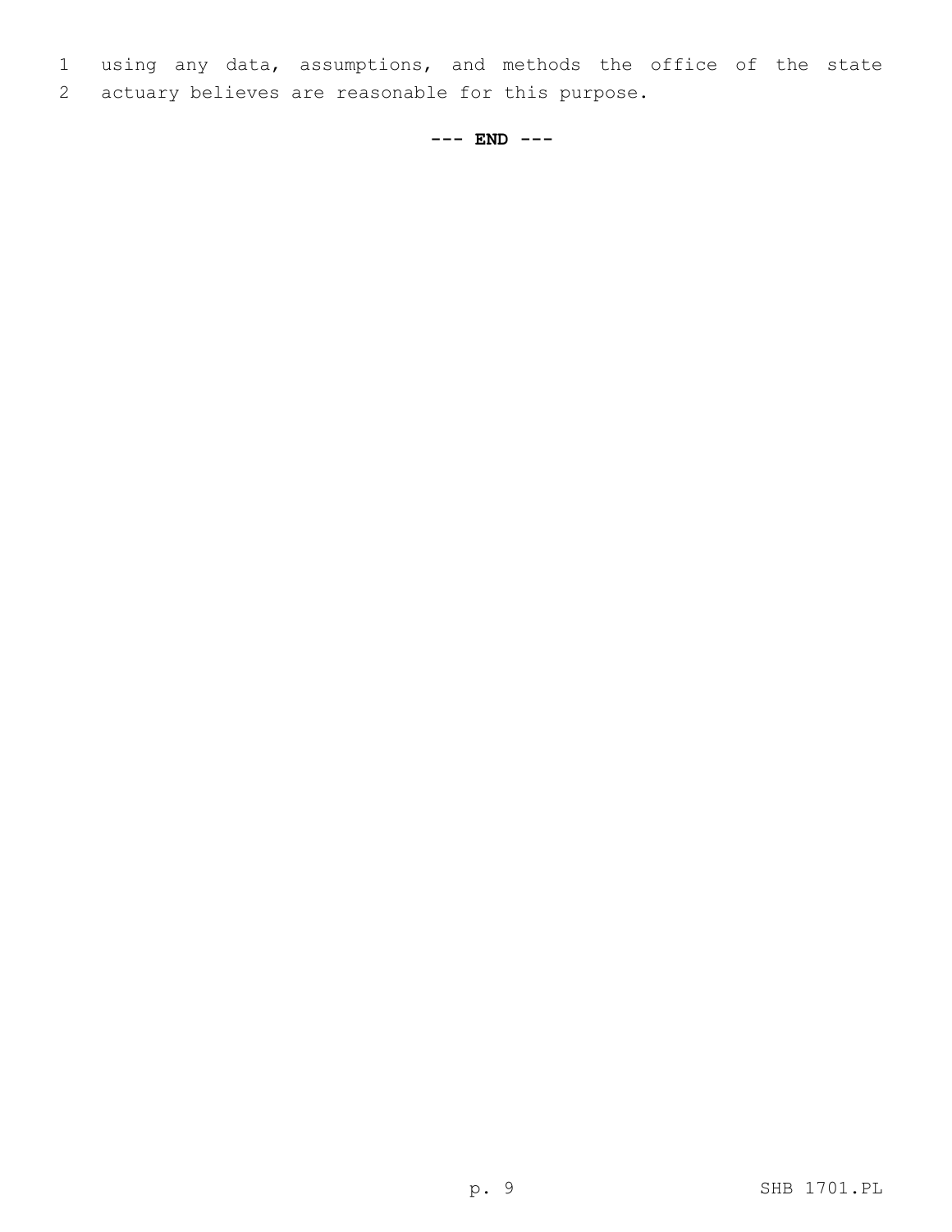using any data, assumptions, and methods the office of the state actuary believes are reasonable for this purpose.

**--- END ---**